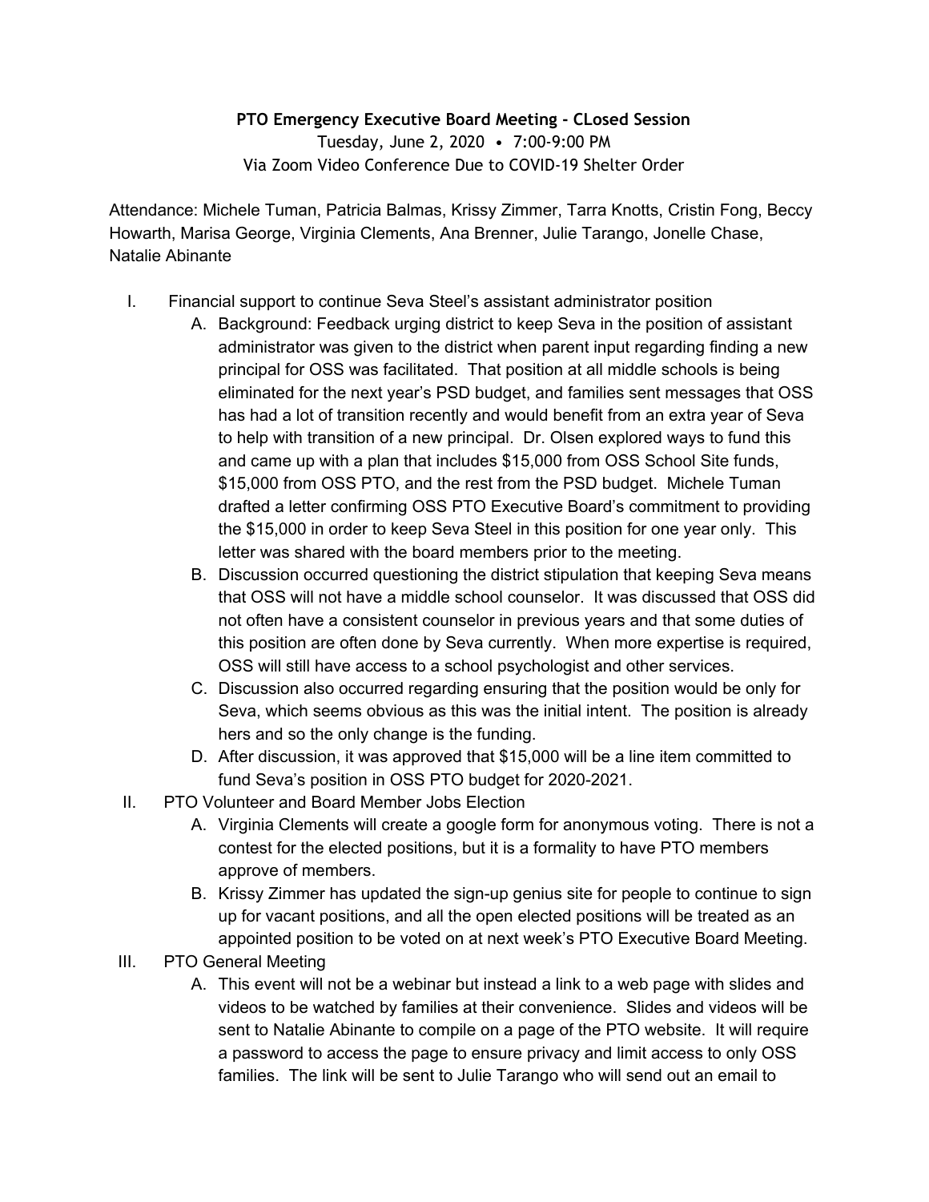**PTO Emergency Executive Board Meeting - CLosed Session**

Tuesday, June 2, 2020 • 7:00-9:00 PM

Via Zoom Video Conference Due to COVID-19 Shelter Order

Attendance: Michele Tuman, Patricia Balmas, Krissy Zimmer, Tarra Knotts, Cristin Fong, Beccy Howarth, Marisa George, Virginia Clements, Ana Brenner, Julie Tarango, Jonelle Chase, Natalie Abinante

I. Financial support to continue Seva Steel's assistant administrator position
   A. Background: Feedback urging district to keep Seva in the position of assistant administrator was given to the district when parent input regarding finding a new principal for OSS was facilitated. That position at all middle schools is being eliminated for the next year's PSD budget, and families sent messages that OSS has had a lot of transition recently and would benefit from an extra year of Seva to help with transition of a new principal. Dr. Olsen explored ways to fund this and came up with a plan that includes $15,000 from OSS School Site funds, $15,000 from OSS PTO, and the rest from the PSD budget. Michele Tuman drafted a letter confirming OSS PTO Executive Board's commitment to providing the $15,000 in order to keep Seva Steel in this position for one year only. This letter was shared with the board members prior to the meeting.
   B. Discussion occurred questioning the district stipulation that keeping Seva means that OSS will not have a middle school counselor. It was discussed that OSS did not often have a consistent counselor in previous years and that some duties of this position are often done by Seva currently. When more expertise is required, OSS will still have access to a school psychologist and other services.
   C. Discussion also occurred regarding ensuring that the position would be only for Seva, which seems obvious as this was the initial intent. The position is already hers and so the only change is the funding.
   D. After discussion, it was approved that $15,000 will be a line item committed to fund Seva's position in OSS PTO budget for 2020-2021.

II. PTO Volunteer and Board Member Jobs Election
   A. Virginia Clements will create a google form for anonymous voting. There is not a contest for the elected positions, but it is a formality to have PTO members approve of members.
   B. Krissy Zimmer has updated the sign-up genius site for people to continue to sign up for vacant positions, and all the open elected positions will be treated as an appointed position to be voted on at next week's PTO Executive Board Meeting.

III. PTO General Meeting
   A. This event will not be a webinar but instead a link to a web page with slides and videos to be watched by families at their convenience. Slides and videos will be sent to Natalie Abinante to compile on a page of the PTO website. It will require a password to access the page to ensure privacy and limit access to only OSS families. The link will be sent to Julie Tarango who will send out an email to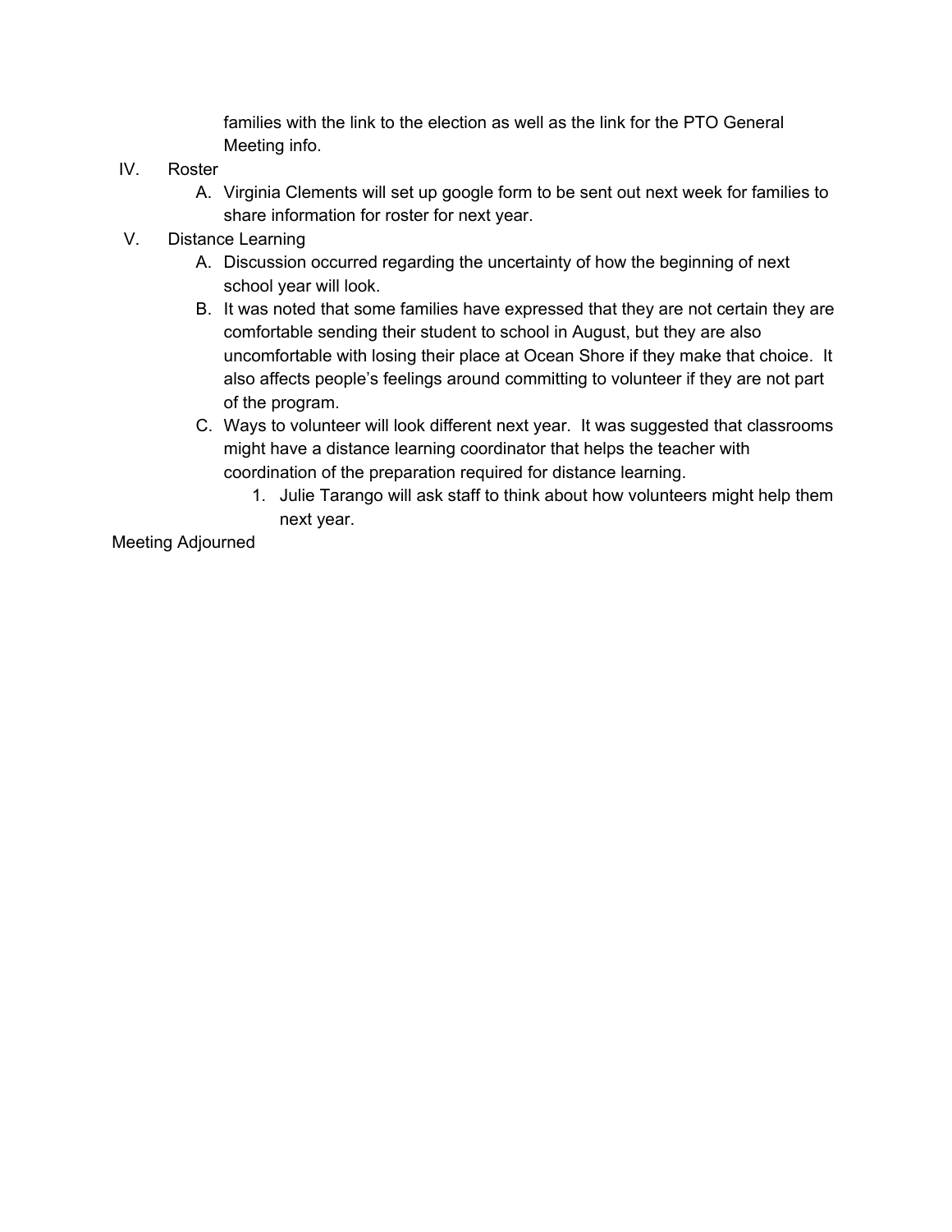families with the link to the election as well as the link for the PTO General Meeting info.

IV. Roster
    A. Virginia Clements will set up google form to be sent out next week for families to share information for roster for next year.

V. Distance Learning
    A. Discussion occurred regarding the uncertainty of how the beginning of next school year will look.
    B. It was noted that some families have expressed that they are not certain they are comfortable sending their student to school in August, but they are also uncomfortable with losing their place at Ocean Shore if they make that choice. It also affects people's feelings around committing to volunteer if they are not part of the program.
    C. Ways to volunteer will look different next year. It was suggested that classrooms might have a distance learning coordinator that helps the teacher with coordination of the preparation required for distance learning.
        1. Julie Tarango will ask staff to think about how volunteers might help them next year.

Meeting Adjourned